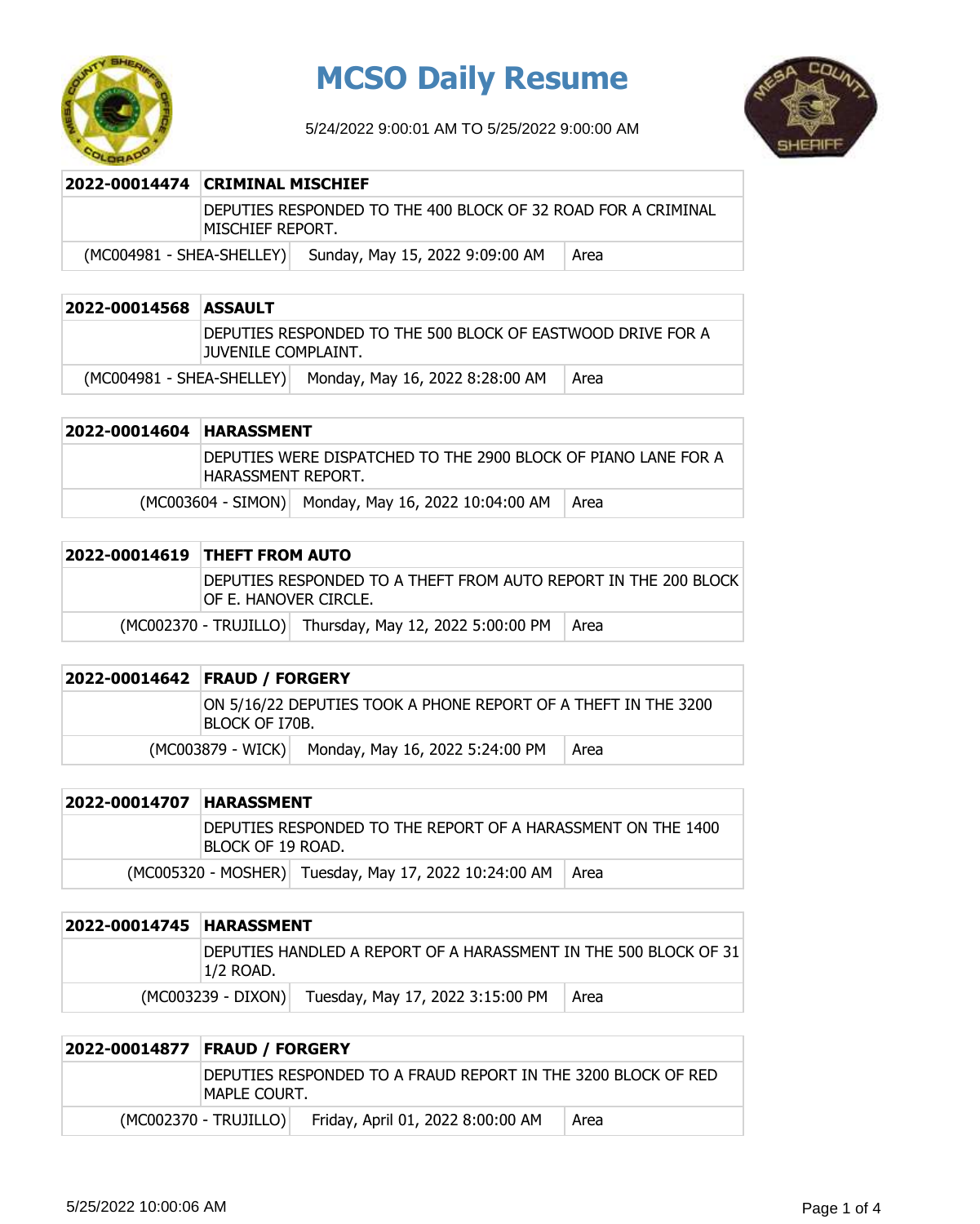# MCSO Daily Resume

5/24/2022 9:00:01 AM TO 5/25/2022 9:00:00 AM

| | | |
|---|---|---|
| **2022-00014474** | **CRIMINAL MISCHIEF** | |
| | DEPUTIES RESPONDED TO THE 400 BLOCK OF 32 ROAD FOR A CRIMINAL MISCHIEF REPORT. | |
| (MC004981 - SHEA-SHELLEY) | Sunday, May 15, 2022 9:09:00 AM | Area |

| | | |
|---|---|---|
| **2022-00014568** | **ASSAULT** | |
| | DEPUTIES RESPONDED TO THE 500 BLOCK OF EASTWOOD DRIVE FOR A JUVENILE COMPLAINT. | |
| (MC004981 - SHEA-SHELLEY) | Monday, May 16, 2022 8:28:00 AM | Area |

| | | |
|---|---|---|
| **2022-00014604** | **HARASSMENT** | |
| | DEPUTIES WERE DISPATCHED TO THE 2900 BLOCK OF PIANO LANE FOR A HARASSMENT REPORT. | |
| (MC003604 - SIMON) | Monday, May 16, 2022 10:04:00 AM | Area |

| | | |
|---|---|---|
| **2022-00014619** | **THEFT FROM AUTO** | |
| | DEPUTIES RESPONDED TO A THEFT FROM AUTO REPORT IN THE 200 BLOCK OF E. HANOVER CIRCLE. | |
| (MC002370 - TRUJILLO) | Thursday, May 12, 2022 5:00:00 PM | Area |

| | | |
|---|---|---|
| **2022-00014642** | **FRAUD / FORGERY** | |
| | ON 5/16/22 DEPUTIES TOOK A PHONE REPORT OF A THEFT IN THE 3200 BLOCK OF I70B. | |
| (MC003879 - WICK) | Monday, May 16, 2022 5:24:00 PM | Area |

| | | |
|---|---|---|
| **2022-00014707** | **HARASSMENT** | |
| | DEPUTIES RESPONDED TO THE REPORT OF A HARASSMENT ON THE 1400 BLOCK OF 19 ROAD. | |
| (MC005320 - MOSHER) | Tuesday, May 17, 2022 10:24:00 AM | Area |

| | | |
|---|---|---|
| **2022-00014745** | **HARASSMENT** | |
| | DEPUTIES HANDLED A REPORT OF A HARASSMENT IN THE 500 BLOCK OF 31 1/2 ROAD. | |
| (MC003239 - DIXON) | Tuesday, May 17, 2022 3:15:00 PM | Area |

| | | |
|---|---|---|
| **2022-00014877** | **FRAUD / FORGERY** | |
| | DEPUTIES RESPONDED TO A FRAUD REPORT IN THE 3200 BLOCK OF RED MAPLE COURT. | |
| (MC002370 - TRUJILLO) | Friday, April 01, 2022 8:00:00 AM | Area |

5/25/2022 10:00:06 AM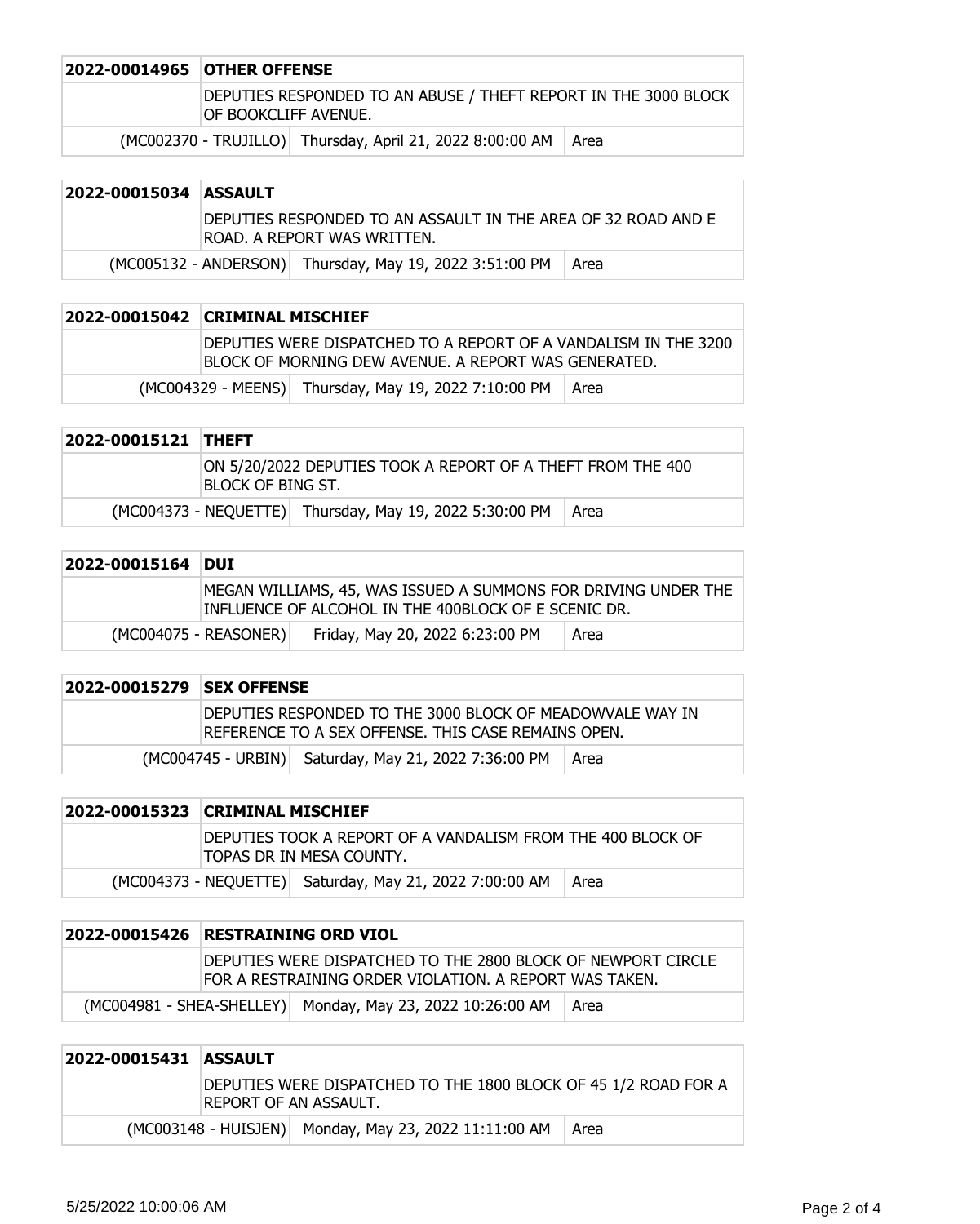| 2022-00014965 | OTHER OFFENSE | |
|---|---|---|
| | DEPUTIES RESPONDED TO AN ABUSE / THEFT REPORT IN THE 3000 BLOCK OF BOOKCLIFF AVENUE. | |
| (MC002370 - TRUJILLO) | Thursday, April 21, 2022 8:00:00 AM | Area |

| 2022-00015034 | ASSAULT | |
|---|---|---|
| | DEPUTIES RESPONDED TO AN ASSAULT IN THE AREA OF 32 ROAD AND E ROAD. A REPORT WAS WRITTEN. | |
| (MC005132 - ANDERSON) | Thursday, May 19, 2022 3:51:00 PM | Area |

| 2022-00015042 | CRIMINAL MISCHIEF | |
|---|---|---|
| | DEPUTIES WERE DISPATCHED TO A REPORT OF A VANDALISM IN THE 3200 BLOCK OF MORNING DEW AVENUE. A REPORT WAS GENERATED. | |
| (MC004329 - MEENS) | Thursday, May 19, 2022 7:10:00 PM | Area |

| 2022-00015121 | THEFT | |
|---|---|---|
| | ON 5/20/2022 DEPUTIES TOOK A REPORT OF A THEFT FROM THE 400 BLOCK OF BING ST. | |
| (MC004373 - NEQUETTE) | Thursday, May 19, 2022 5:30:00 PM | Area |

| 2022-00015164 | DUI | |
|---|---|---|
| | MEGAN WILLIAMS, 45, WAS ISSUED A SUMMONS FOR DRIVING UNDER THE INFLUENCE OF ALCOHOL IN THE 400BLOCK OF E SCENIC DR. | |
| (MC004075 - REASONER) | Friday, May 20, 2022 6:23:00 PM | Area |

| 2022-00015279 | SEX OFFENSE | |
|---|---|---|
| | DEPUTIES RESPONDED TO THE 3000 BLOCK OF MEADOWVALE WAY IN REFERENCE TO A SEX OFFENSE. THIS CASE REMAINS OPEN. | |
| (MC004745 - URBIN) | Saturday, May 21, 2022 7:36:00 PM | Area |

| 2022-00015323 | CRIMINAL MISCHIEF | |
|---|---|---|
| | DEPUTIES TOOK A REPORT OF A VANDALISM FROM THE 400 BLOCK OF TOPAS DR IN MESA COUNTY. | |
| (MC004373 - NEQUETTE) | Saturday, May 21, 2022 7:00:00 AM | Area |

| 2022-00015426 | RESTRAINING ORD VIOL | |
|---|---|---|
| | DEPUTIES WERE DISPATCHED TO THE 2800 BLOCK OF NEWPORT CIRCLE FOR A RESTRAINING ORDER VIOLATION. A REPORT WAS TAKEN. | |
| (MC004981 - SHEA-SHELLEY) | Monday, May 23, 2022 10:26:00 AM | Area |

| 2022-00015431 | ASSAULT | |
|---|---|---|
| | DEPUTIES WERE DISPATCHED TO THE 1800 BLOCK OF 45 1/2 ROAD FOR A REPORT OF AN ASSAULT. | |
| (MC003148 - HUISJEN) | Monday, May 23, 2022 11:11:00 AM | Area |

5/25/2022 10:00:06 AM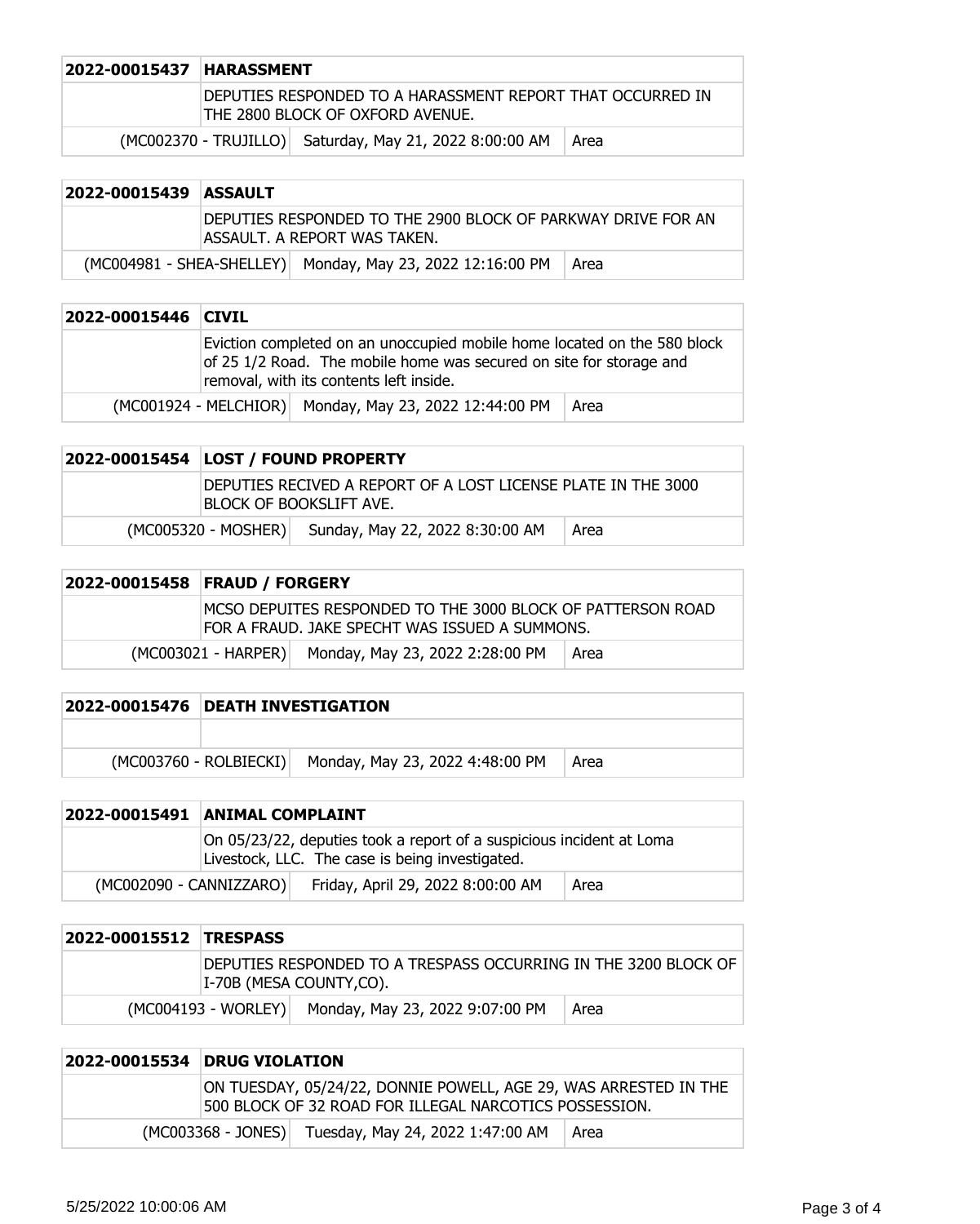| 2022-00015437 | HARASSMENT | |
|---|---|---|
| | DEPUTIES RESPONDED TO A HARASSMENT REPORT THAT OCCURRED IN THE 2800 BLOCK OF OXFORD AVENUE. | |
| (MC002370 - TRUJILLO) | Saturday, May 21, 2022 8:00:00 AM | Area |

| 2022-00015439 | ASSAULT | |
|---|---|---|
| | DEPUTIES RESPONDED TO THE 2900 BLOCK OF PARKWAY DRIVE FOR AN ASSAULT. A REPORT WAS TAKEN. | |
| (MC004981 - SHEA-SHELLEY) | Monday, May 23, 2022 12:16:00 PM | Area |

| 2022-00015446 | CIVIL | |
|---|---|---|
| | Eviction completed on an unoccupied mobile home located on the 580 block of 25 1/2 Road. The mobile home was secured on site for storage and removal, with its contents left inside. | |
| (MC001924 - MELCHIOR) | Monday, May 23, 2022 12:44:00 PM | Area |

| 2022-00015454 | LOST / FOUND PROPERTY | |
|---|---|---|
| | DEPUTIES RECIVED A REPORT OF A LOST LICENSE PLATE IN THE 3000 BLOCK OF BOOKSLIFT AVE. | |
| (MC005320 - MOSHER) | Sunday, May 22, 2022 8:30:00 AM | Area |

| 2022-00015458 | FRAUD / FORGERY | |
|---|---|---|
| | MCSO DEPUITES RESPONDED TO THE 3000 BLOCK OF PATTERSON ROAD FOR A FRAUD. JAKE SPECHT WAS ISSUED A SUMMONS. | |
| (MC003021 - HARPER) | Monday, May 23, 2022 2:28:00 PM | Area |

| 2022-00015476 | DEATH INVESTIGATION | |
|---|---|---|
| | | |
| (MC003760 - ROLBIECKI) | Monday, May 23, 2022 4:48:00 PM | Area |

| 2022-00015491 | ANIMAL COMPLAINT | |
|---|---|---|
| | On 05/23/22, deputies took a report of a suspicious incident at Loma Livestock, LLC. The case is being investigated. | |
| (MC002090 - CANNIZZARO) | Friday, April 29, 2022 8:00:00 AM | Area |

| 2022-00015512 | TRESPASS | |
|---|---|---|
| | DEPUTIES RESPONDED TO A TRESPASS OCCURRING IN THE 3200 BLOCK OF I-70B (MESA COUNTY,CO). | |
| (MC004193 - WORLEY) | Monday, May 23, 2022 9:07:00 PM | Area |

| 2022-00015534 | DRUG VIOLATION | |
|---|---|---|
| | ON TUESDAY, 05/24/22, DONNIE POWELL, AGE 29, WAS ARRESTED IN THE 500 BLOCK OF 32 ROAD FOR ILLEGAL NARCOTICS POSSESSION. | |
| (MC003368 - JONES) | Tuesday, May 24, 2022 1:47:00 AM | Area |

5/25/2022 10:00:06 AM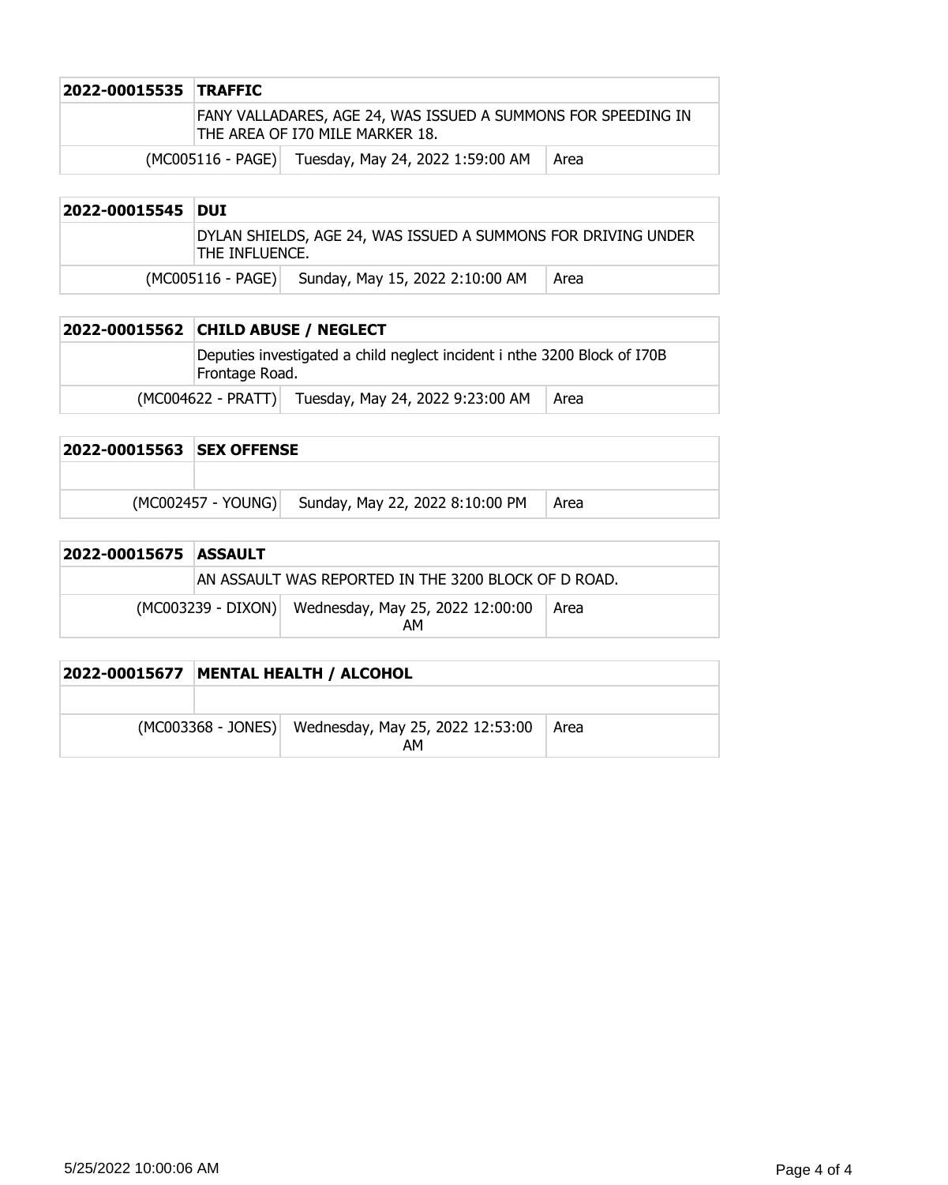| 2022-00015535 | TRAFFIC | |
|---|---|---|
| | FANY VALLADARES, AGE 24, WAS ISSUED A SUMMONS FOR SPEEDING IN THE AREA OF I70 MILE MARKER 18. | |
| (MC005116 - PAGE) | Tuesday, May 24, 2022 1:59:00 AM | Area |

| 2022-00015545 | DUI | |
|---|---|---|
| | DYLAN SHIELDS, AGE 24, WAS ISSUED A SUMMONS FOR DRIVING UNDER THE INFLUENCE. | |
| (MC005116 - PAGE) | Sunday, May 15, 2022 2:10:00 AM | Area |

| 2022-00015562 | CHILD ABUSE / NEGLECT | |
|---|---|---|
| | Deputies investigated a child neglect incident i nthe 3200 Block of I70B Frontage Road. | |
| (MC004622 - PRATT) | Tuesday, May 24, 2022 9:23:00 AM | Area |

| 2022-00015563 | SEX OFFENSE | |
|---|---|---|
| | | |
| (MC002457 - YOUNG) | Sunday, May 22, 2022 8:10:00 PM | Area |

| 2022-00015675 | ASSAULT | |
|---|---|---|
| | AN ASSAULT WAS REPORTED IN THE 3200 BLOCK OF D ROAD. | |
| (MC003239 - DIXON) | Wednesday, May 25, 2022 12:00:00 AM | Area |

| 2022-00015677 | MENTAL HEALTH / ALCOHOL | |
|---|---|---|
| | | |
| (MC003368 - JONES) | Wednesday, May 25, 2022 12:53:00 AM | Area |

5/25/2022 10:00:06 AM